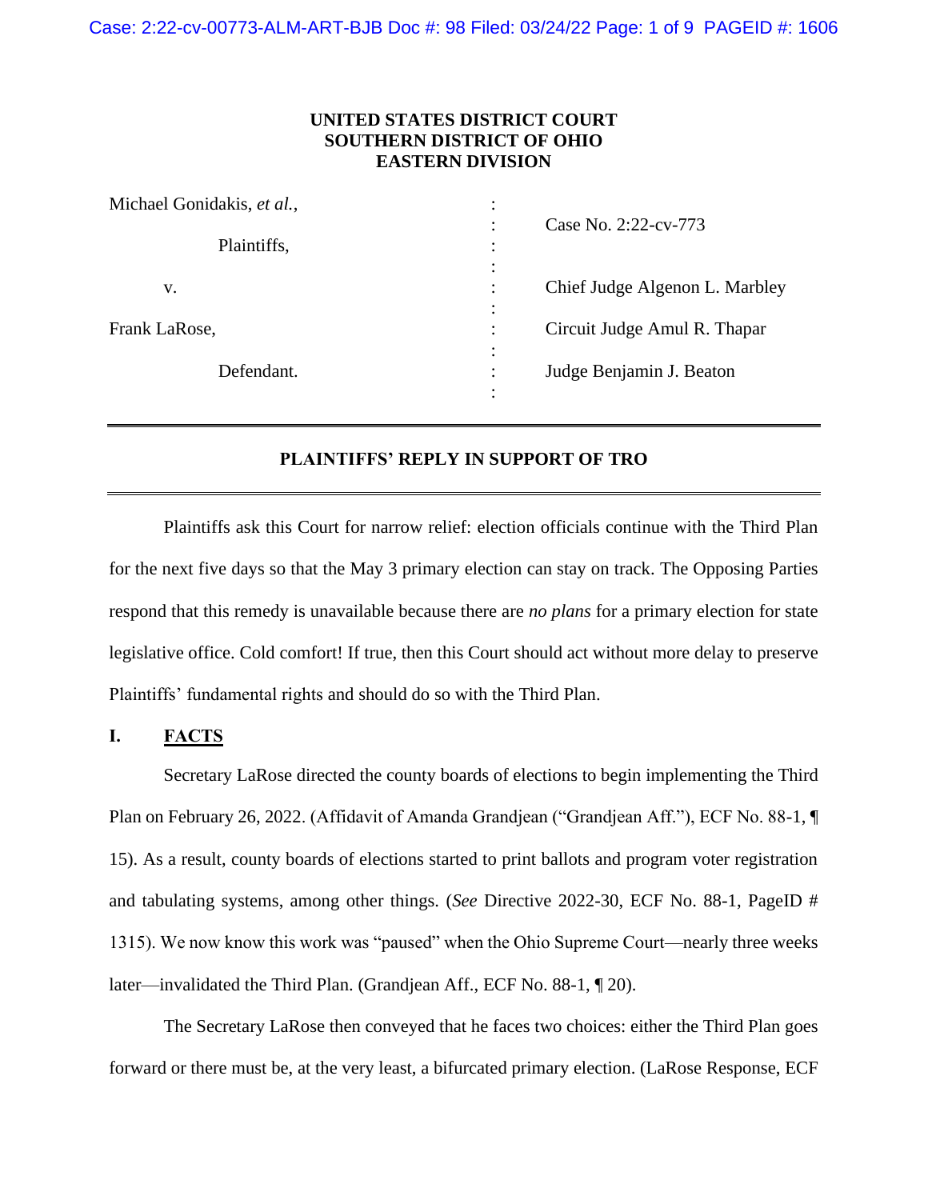**UNITED STATES DISTRICT COURT**
**SOUTHERN DISTRICT OF OHIO**
**EASTERN DIVISION**

| | | |
|---|---|---|
| Michael Gonidakis, *et al.*, | : | Case No. 2:22-cv-773 |
| Plaintiffs, | : | |
| v. | : | Chief Judge Algenon L. Marbley |
| Frank LaRose, | : | Circuit Judge Amul R. Thapar |
| Defendant. | : | Judge Benjamin J. Beaton |

---

**PLAINTIFFS' REPLY IN SUPPORT OF TRO**

---

Plaintiffs ask this Court for narrow relief: election officials continue with the Third Plan for the next five days so that the May 3 primary election can stay on track. The Opposing Parties respond that this remedy is unavailable because there are *no plans* for a primary election for state legislative office. Cold comfort! If true, then this Court should act without more delay to preserve Plaintiffs' fundamental rights and should do so with the Third Plan.

## I. FACTS

Secretary LaRose directed the county boards of elections to begin implementing the Third Plan on February 26, 2022. (Affidavit of Amanda Grandjean ("Grandjean Aff."), ECF No. 88-1, ¶ 15). As a result, county boards of elections started to print ballots and program voter registration and tabulating systems, among other things. (*See* Directive 2022-30, ECF No. 88-1, PageID # 1315). We now know this work was "paused" when the Ohio Supreme Court—nearly three weeks later—invalidated the Third Plan. (Grandjean Aff., ECF No. 88-1, ¶ 20).

The Secretary LaRose then conveyed that he faces two choices: either the Third Plan goes forward or there must be, at the very least, a bifurcated primary election. (LaRose Response, ECF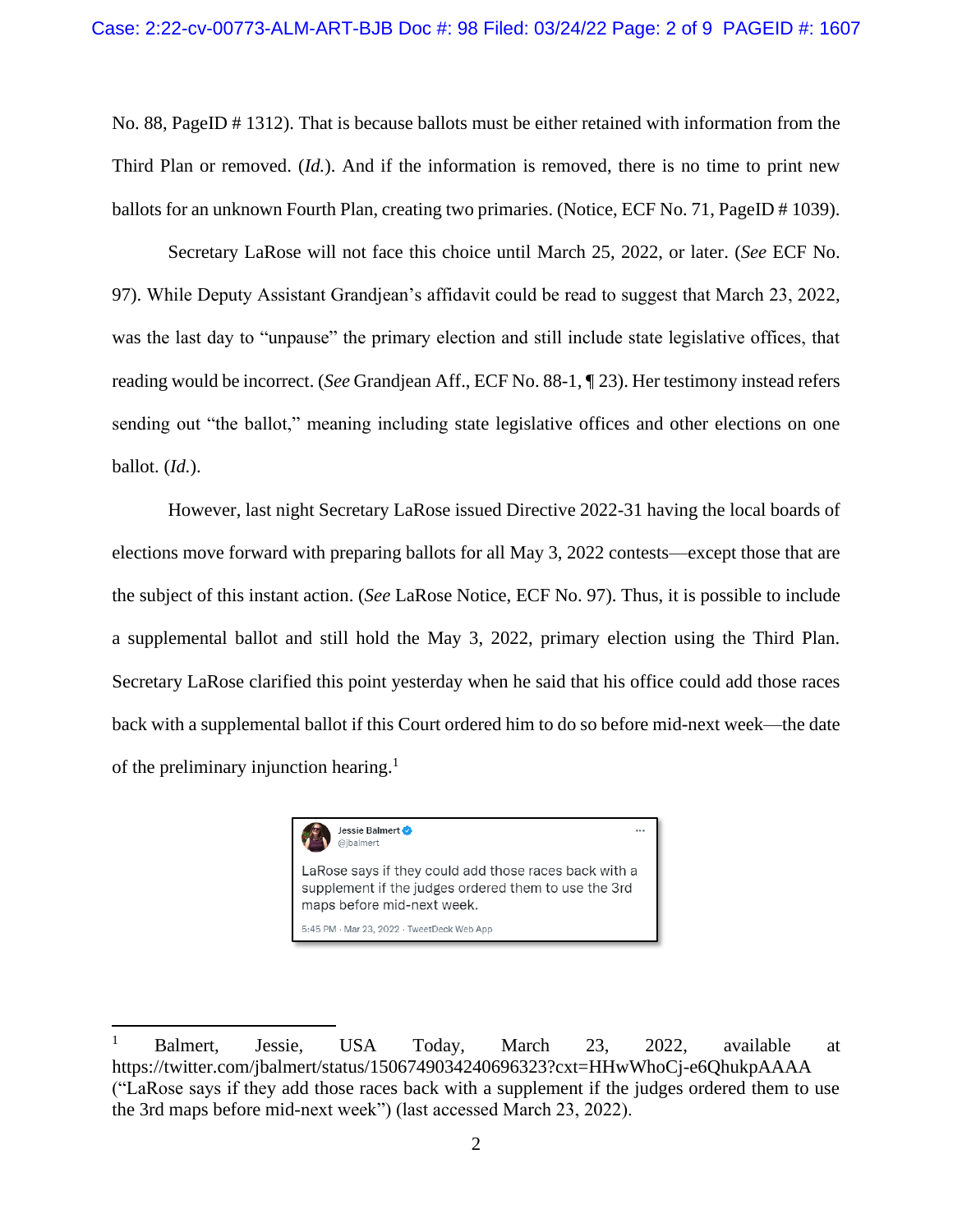No. 88, PageID # 1312). That is because ballots must be either retained with information from the Third Plan or removed. (*Id.*). And if the information is removed, there is no time to print new ballots for an unknown Fourth Plan, creating two primaries. (Notice, ECF No. 71, PageID # 1039).

Secretary LaRose will not face this choice until March 25, 2022, or later. (*See* ECF No. 97). While Deputy Assistant Grandjean's affidavit could be read to suggest that March 23, 2022, was the last day to "unpause" the primary election and still include state legislative offices, that reading would be incorrect. (*See* Grandjean Aff., ECF No. 88-1, ¶ 23). Her testimony instead refers sending out "the ballot," meaning including state legislative offices and other elections on one ballot. (*Id.*).

However, last night Secretary LaRose issued Directive 2022-31 having the local boards of elections move forward with preparing ballots for all May 3, 2022 contests—except those that are the subject of this instant action. (*See* LaRose Notice, ECF No. 97). Thus, it is possible to include a supplemental ballot and still hold the May 3, 2022, primary election using the Third Plan. Secretary LaRose clarified this point yesterday when he said that his office could add those races back with a supplemental ballot if this Court ordered him to do so before mid-next week—the date of the preliminary injunction hearing.[1]

> Jessie Balmert
> @jbalmert
>
> LaRose says if they could add those races back with a supplement if the judges ordered them to use the 3rd maps before mid-next week.
>
> 5:45 PM · Mar 23, 2022 · TweetDeck Web App

---

[1] Balmert, Jessie, USA Today, March 23, 2022, available at https://twitter.com/jbalmert/status/1506749034240696323?cxt=HHwWhoCj-e6QhukpAAAA ("LaRose says if they add those races back with a supplement if the judges ordered them to use the 3rd maps before mid-next week") (last accessed March 23, 2022).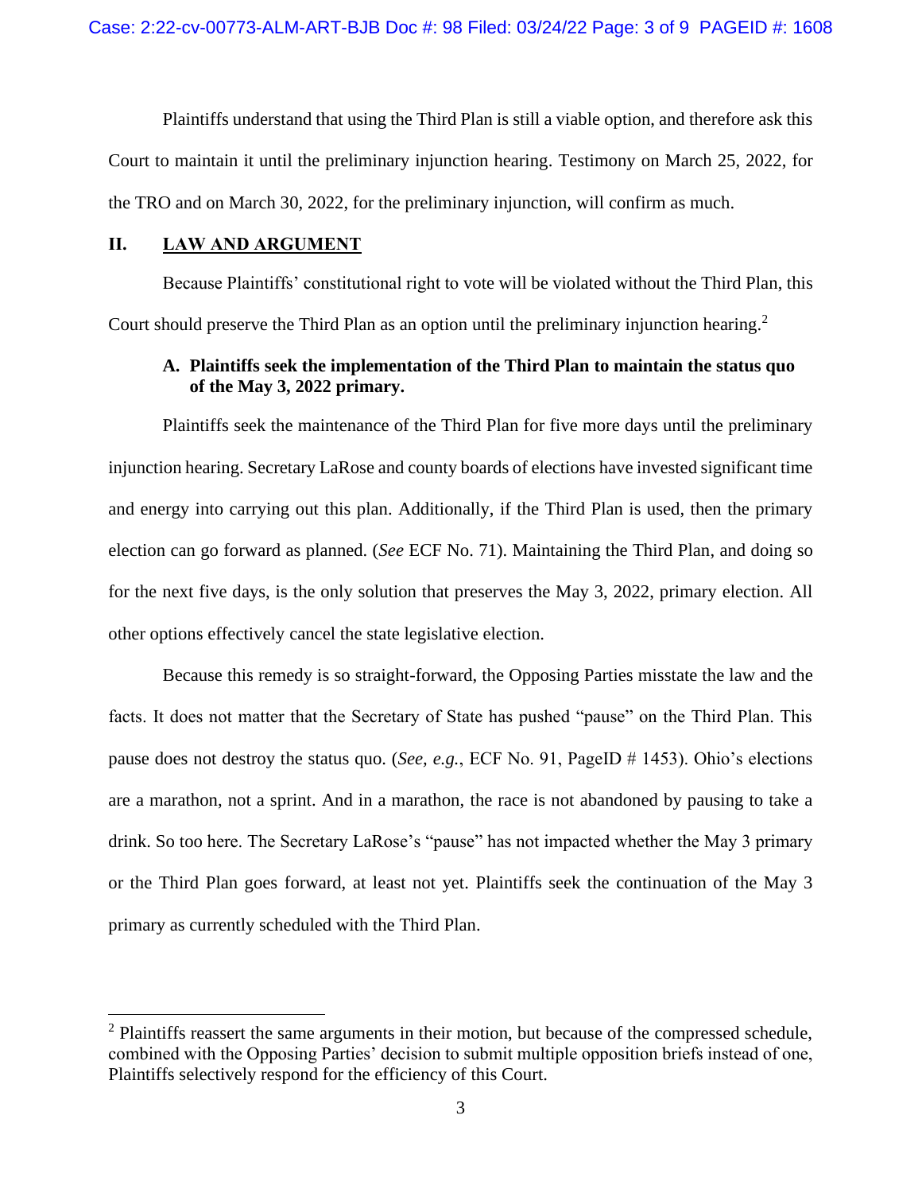Plaintiffs understand that using the Third Plan is still a viable option, and therefore ask this Court to maintain it until the preliminary injunction hearing. Testimony on March 25, 2022, for the TRO and on March 30, 2022, for the preliminary injunction, will confirm as much.

## II. LAW AND ARGUMENT

Because Plaintiffs' constitutional right to vote will be violated without the Third Plan, this Court should preserve the Third Plan as an option until the preliminary injunction hearing.[2]

### A. Plaintiffs seek the implementation of the Third Plan to maintain the status quo of the May 3, 2022 primary.

Plaintiffs seek the maintenance of the Third Plan for five more days until the preliminary injunction hearing. Secretary LaRose and county boards of elections have invested significant time and energy into carrying out this plan. Additionally, if the Third Plan is used, then the primary election can go forward as planned. (*See* ECF No. 71). Maintaining the Third Plan, and doing so for the next five days, is the only solution that preserves the May 3, 2022, primary election. All other options effectively cancel the state legislative election.

Because this remedy is so straight-forward, the Opposing Parties misstate the law and the facts. It does not matter that the Secretary of State has pushed "pause" on the Third Plan. This pause does not destroy the status quo. (*See, e.g.*, ECF No. 91, PageID # 1453). Ohio's elections are a marathon, not a sprint. And in a marathon, the race is not abandoned by pausing to take a drink. So too here. The Secretary LaRose's "pause" has not impacted whether the May 3 primary or the Third Plan goes forward, at least not yet. Plaintiffs seek the continuation of the May 3 primary as currently scheduled with the Third Plan.

---

[2] Plaintiffs reassert the same arguments in their motion, but because of the compressed schedule, combined with the Opposing Parties' decision to submit multiple opposition briefs instead of one, Plaintiffs selectively respond for the efficiency of this Court.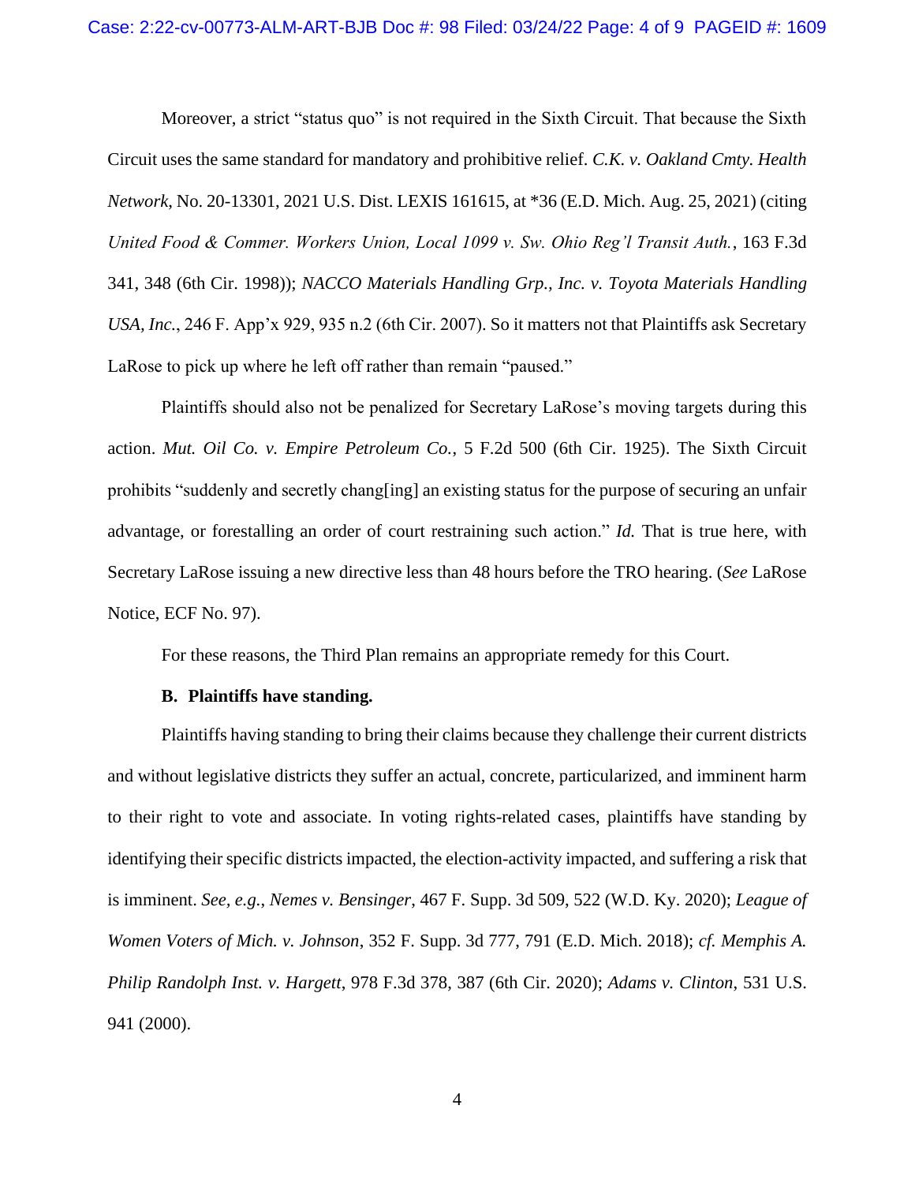Moreover, a strict "status quo" is not required in the Sixth Circuit. That because the Sixth Circuit uses the same standard for mandatory and prohibitive relief. *C.K. v. Oakland Cmty. Health Network*, No. 20-13301, 2021 U.S. Dist. LEXIS 161615, at *36 (E.D. Mich. Aug. 25, 2021) (citing *United Food & Commer. Workers Union, Local 1099 v. Sw. Ohio Reg'l Transit Auth.*, 163 F.3d 341, 348 (6th Cir. 1998)); *NACCO Materials Handling Grp., Inc. v. Toyota Materials Handling USA, Inc.*, 246 F. App'x 929, 935 n.2 (6th Cir. 2007). So it matters not that Plaintiffs ask Secretary LaRose to pick up where he left off rather than remain "paused."

Plaintiffs should also not be penalized for Secretary LaRose's moving targets during this action. *Mut. Oil Co. v. Empire Petroleum Co.*, 5 F.2d 500 (6th Cir. 1925). The Sixth Circuit prohibits "suddenly and secretly chang[ing] an existing status for the purpose of securing an unfair advantage, or forestalling an order of court restraining such action." *Id.* That is true here, with Secretary LaRose issuing a new directive less than 48 hours before the TRO hearing. (*See* LaRose Notice, ECF No. 97).

For these reasons, the Third Plan remains an appropriate remedy for this Court.

**B. Plaintiffs have standing.**

Plaintiffs having standing to bring their claims because they challenge their current districts and without legislative districts they suffer an actual, concrete, particularized, and imminent harm to their right to vote and associate. In voting rights-related cases, plaintiffs have standing by identifying their specific districts impacted, the election-activity impacted, and suffering a risk that is imminent. *See, e.g.*, *Nemes v. Bensinger*, 467 F. Supp. 3d 509, 522 (W.D. Ky. 2020); *League of Women Voters of Mich. v. Johnson*, 352 F. Supp. 3d 777, 791 (E.D. Mich. 2018); *cf. Memphis A. Philip Randolph Inst. v. Hargett*, 978 F.3d 378, 387 (6th Cir. 2020); *Adams v. Clinton*, 531 U.S. 941 (2000).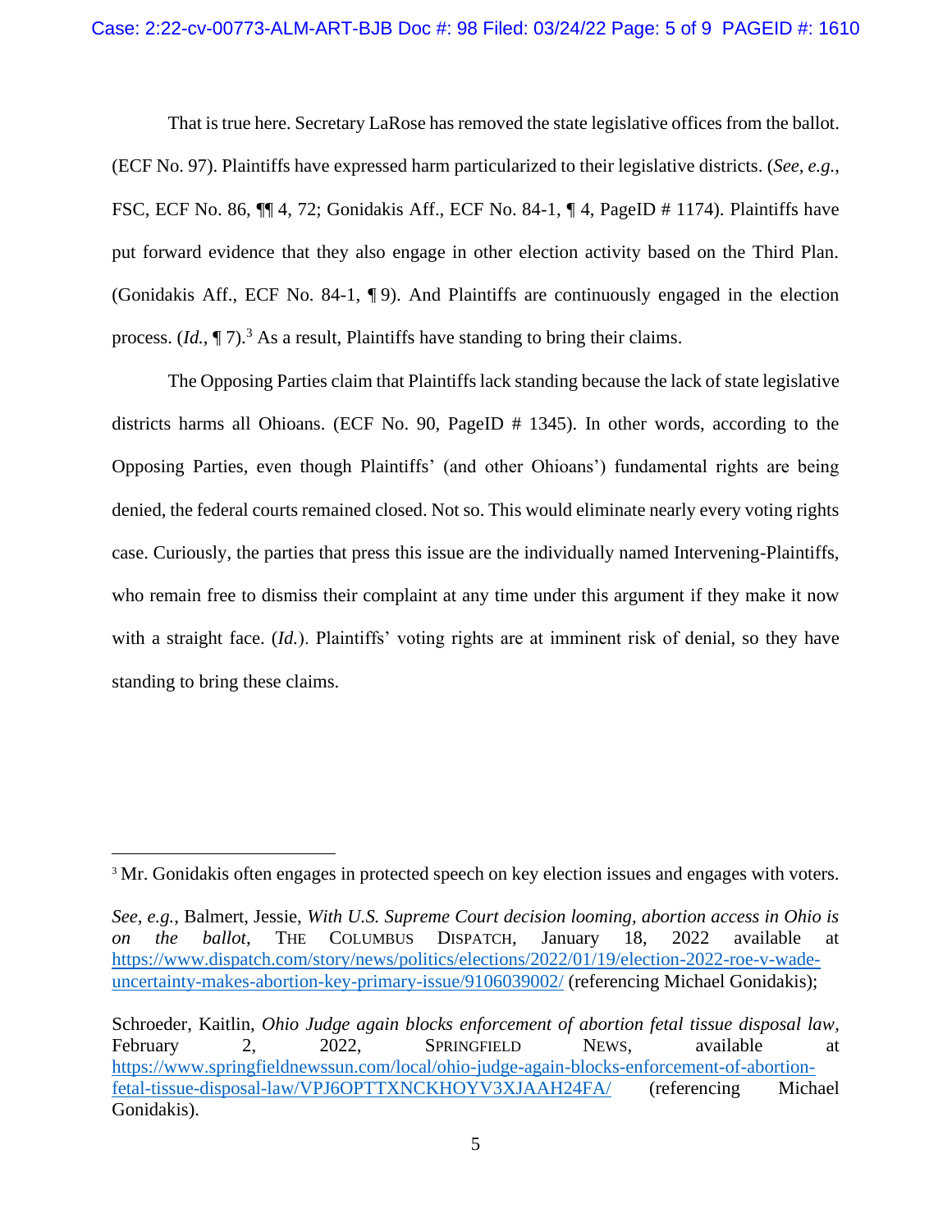That is true here. Secretary LaRose has removed the state legislative offices from the ballot. (ECF No. 97). Plaintiffs have expressed harm particularized to their legislative districts. (*See, e.g.*, FSC, ECF No. 86, ¶¶ 4, 72; Gonidakis Aff., ECF No. 84-1, ¶ 4, PageID # 1174). Plaintiffs have put forward evidence that they also engage in other election activity based on the Third Plan. (Gonidakis Aff., ECF No. 84-1, ¶ 9). And Plaintiffs are continuously engaged in the election process. (*Id.*, ¶ 7).[3] As a result, Plaintiffs have standing to bring their claims.

The Opposing Parties claim that Plaintiffs lack standing because the lack of state legislative districts harms all Ohioans. (ECF No. 90, PageID # 1345). In other words, according to the Opposing Parties, even though Plaintiffs' (and other Ohioans') fundamental rights are being denied, the federal courts remained closed. Not so. This would eliminate nearly every voting rights case. Curiously, the parties that press this issue are the individually named Intervening-Plaintiffs, who remain free to dismiss their complaint at any time under this argument if they make it now with a straight face. (*Id.*). Plaintiffs' voting rights are at imminent risk of denial, so they have standing to bring these claims.

---

[3] Mr. Gonidakis often engages in protected speech on key election issues and engages with voters.

*See, e.g.*, Balmert, Jessie, *With U.S. Supreme Court decision looming, abortion access in Ohio is on the ballot*, THE COLUMBUS DISPATCH, January 18, 2022 available at https://www.dispatch.com/story/news/politics/elections/2022/01/19/election-2022-roe-v-wade-uncertainty-makes-abortion-key-primary-issue/9106039002/ (referencing Michael Gonidakis);

Schroeder, Kaitlin, *Ohio Judge again blocks enforcement of abortion fetal tissue disposal law*, February 2, 2022, SPRINGFIELD NEWS, available at https://www.springfieldnewssun.com/local/ohio-judge-again-blocks-enforcement-of-abortion-fetal-tissue-disposal-law/VPJ6OPTTXNCKHOYV3XJAAH24FA/ (referencing Michael Gonidakis).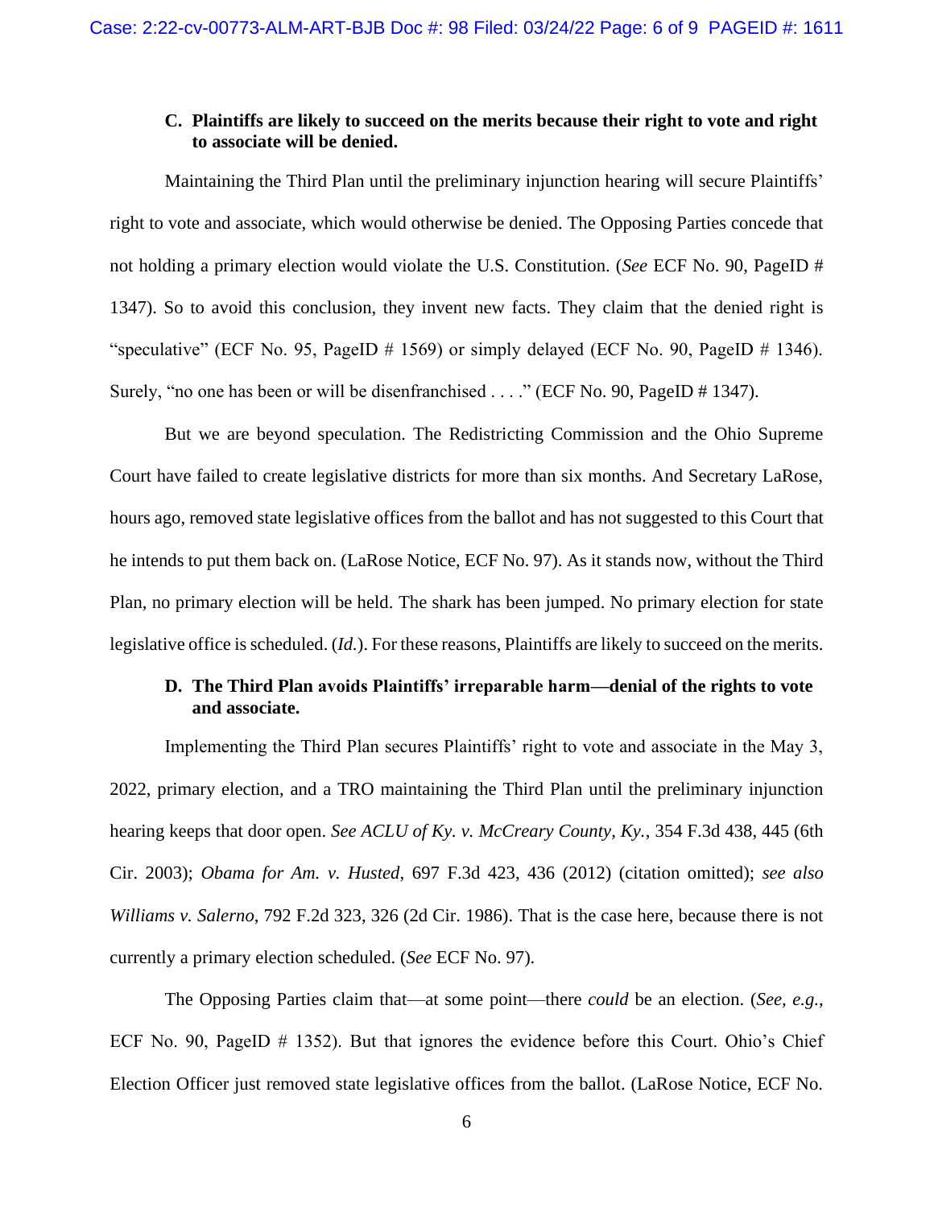### C. Plaintiffs are likely to succeed on the merits because their right to vote and right to associate will be denied.

Maintaining the Third Plan until the preliminary injunction hearing will secure Plaintiffs' right to vote and associate, which would otherwise be denied. The Opposing Parties concede that not holding a primary election would violate the U.S. Constitution. (*See* ECF No. 90, PageID # 1347). So to avoid this conclusion, they invent new facts. They claim that the denied right is "speculative" (ECF No. 95, PageID # 1569) or simply delayed (ECF No. 90, PageID # 1346). Surely, "no one has been or will be disenfranchised . . . ." (ECF No. 90, PageID # 1347).

But we are beyond speculation. The Redistricting Commission and the Ohio Supreme Court have failed to create legislative districts for more than six months. And Secretary LaRose, hours ago, removed state legislative offices from the ballot and has not suggested to this Court that he intends to put them back on. (LaRose Notice, ECF No. 97). As it stands now, without the Third Plan, no primary election will be held. The shark has been jumped. No primary election for state legislative office is scheduled. (*Id.*). For these reasons, Plaintiffs are likely to succeed on the merits.

### D. The Third Plan avoids Plaintiffs' irreparable harm—denial of the rights to vote and associate.

Implementing the Third Plan secures Plaintiffs' right to vote and associate in the May 3, 2022, primary election, and a TRO maintaining the Third Plan until the preliminary injunction hearing keeps that door open. *See ACLU of Ky. v. McCreary County, Ky.*, 354 F.3d 438, 445 (6th Cir. 2003); *Obama for Am. v. Husted*, 697 F.3d 423, 436 (2012) (citation omitted); *see also Williams v. Salerno*, 792 F.2d 323, 326 (2d Cir. 1986). That is the case here, because there is not currently a primary election scheduled. (*See* ECF No. 97).

The Opposing Parties claim that—at some point—there *could* be an election. (*See, e.g.*, ECF No. 90, PageID # 1352). But that ignores the evidence before this Court. Ohio's Chief Election Officer just removed state legislative offices from the ballot. (LaRose Notice, ECF No.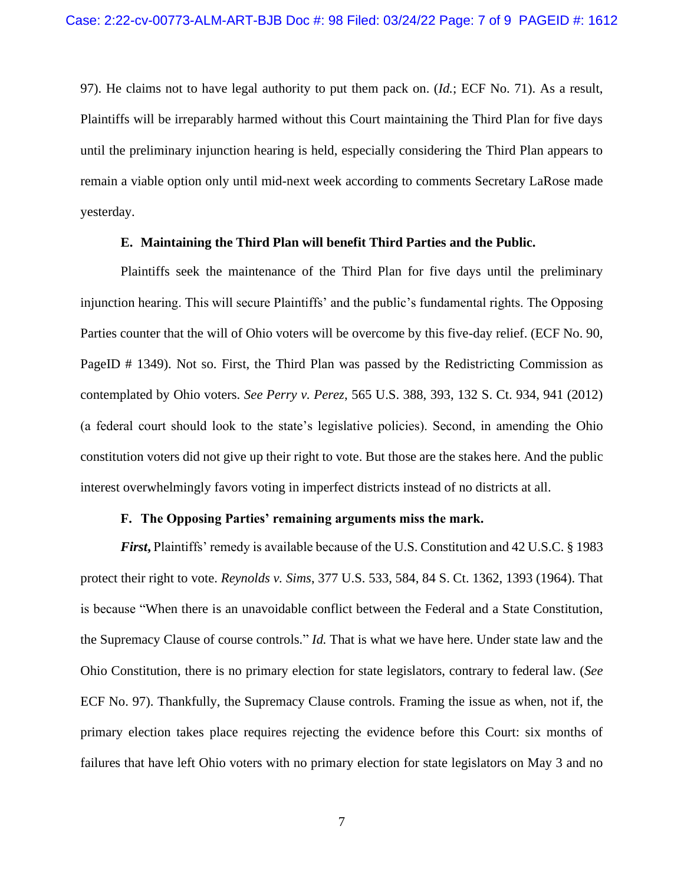97). He claims not to have legal authority to put them pack on. (*Id.*; ECF No. 71). As a result, Plaintiffs will be irreparably harmed without this Court maintaining the Third Plan for five days until the preliminary injunction hearing is held, especially considering the Third Plan appears to remain a viable option only until mid-next week according to comments Secretary LaRose made yesterday.

### E. Maintaining the Third Plan will benefit Third Parties and the Public.

Plaintiffs seek the maintenance of the Third Plan for five days until the preliminary injunction hearing. This will secure Plaintiffs' and the public's fundamental rights. The Opposing Parties counter that the will of Ohio voters will be overcome by this five-day relief. (ECF No. 90, PageID # 1349). Not so. First, the Third Plan was passed by the Redistricting Commission as contemplated by Ohio voters. *See Perry v. Perez*, 565 U.S. 388, 393, 132 S. Ct. 934, 941 (2012) (a federal court should look to the state's legislative policies). Second, in amending the Ohio constitution voters did not give up their right to vote. But those are the stakes here. And the public interest overwhelmingly favors voting in imperfect districts instead of no districts at all.

### F. The Opposing Parties' remaining arguments miss the mark.

***First,*** Plaintiffs' remedy is available because of the U.S. Constitution and 42 U.S.C. § 1983 protect their right to vote. *Reynolds v. Sims*, 377 U.S. 533, 584, 84 S. Ct. 1362, 1393 (1964). That is because "When there is an unavoidable conflict between the Federal and a State Constitution, the Supremacy Clause of course controls." *Id.* That is what we have here. Under state law and the Ohio Constitution, there is no primary election for state legislators, contrary to federal law. (*See* ECF No. 97). Thankfully, the Supremacy Clause controls. Framing the issue as when, not if, the primary election takes place requires rejecting the evidence before this Court: six months of failures that have left Ohio voters with no primary election for state legislators on May 3 and no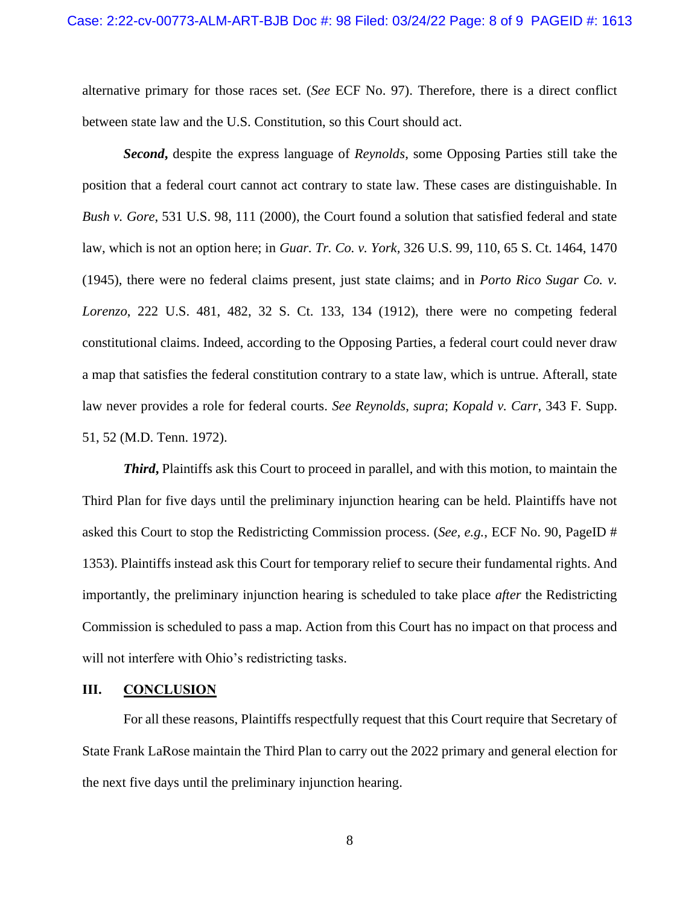alternative primary for those races set. (*See* ECF No. 97). Therefore, there is a direct conflict between state law and the U.S. Constitution, so this Court should act.

***Second,*** despite the express language of *Reynolds*, some Opposing Parties still take the position that a federal court cannot act contrary to state law. These cases are distinguishable. In *Bush v. Gore*, 531 U.S. 98, 111 (2000), the Court found a solution that satisfied federal and state law, which is not an option here; in *Guar. Tr. Co. v. York*, 326 U.S. 99, 110, 65 S. Ct. 1464, 1470 (1945), there were no federal claims present, just state claims; and in *Porto Rico Sugar Co. v. Lorenzo*, 222 U.S. 481, 482, 32 S. Ct. 133, 134 (1912), there were no competing federal constitutional claims. Indeed, according to the Opposing Parties, a federal court could never draw a map that satisfies the federal constitution contrary to a state law, which is untrue. Afterall, state law never provides a role for federal courts. *See Reynolds*, *supra*; *Kopald v. Carr*, 343 F. Supp. 51, 52 (M.D. Tenn. 1972).

***Third,*** Plaintiffs ask this Court to proceed in parallel, and with this motion, to maintain the Third Plan for five days until the preliminary injunction hearing can be held. Plaintiffs have not asked this Court to stop the Redistricting Commission process. (*See, e.g.*, ECF No. 90, PageID # 1353). Plaintiffs instead ask this Court for temporary relief to secure their fundamental rights. And importantly, the preliminary injunction hearing is scheduled to take place *after* the Redistricting Commission is scheduled to pass a map. Action from this Court has no impact on that process and will not interfere with Ohio's redistricting tasks.

## III. CONCLUSION

For all these reasons, Plaintiffs respectfully request that this Court require that Secretary of State Frank LaRose maintain the Third Plan to carry out the 2022 primary and general election for the next five days until the preliminary injunction hearing.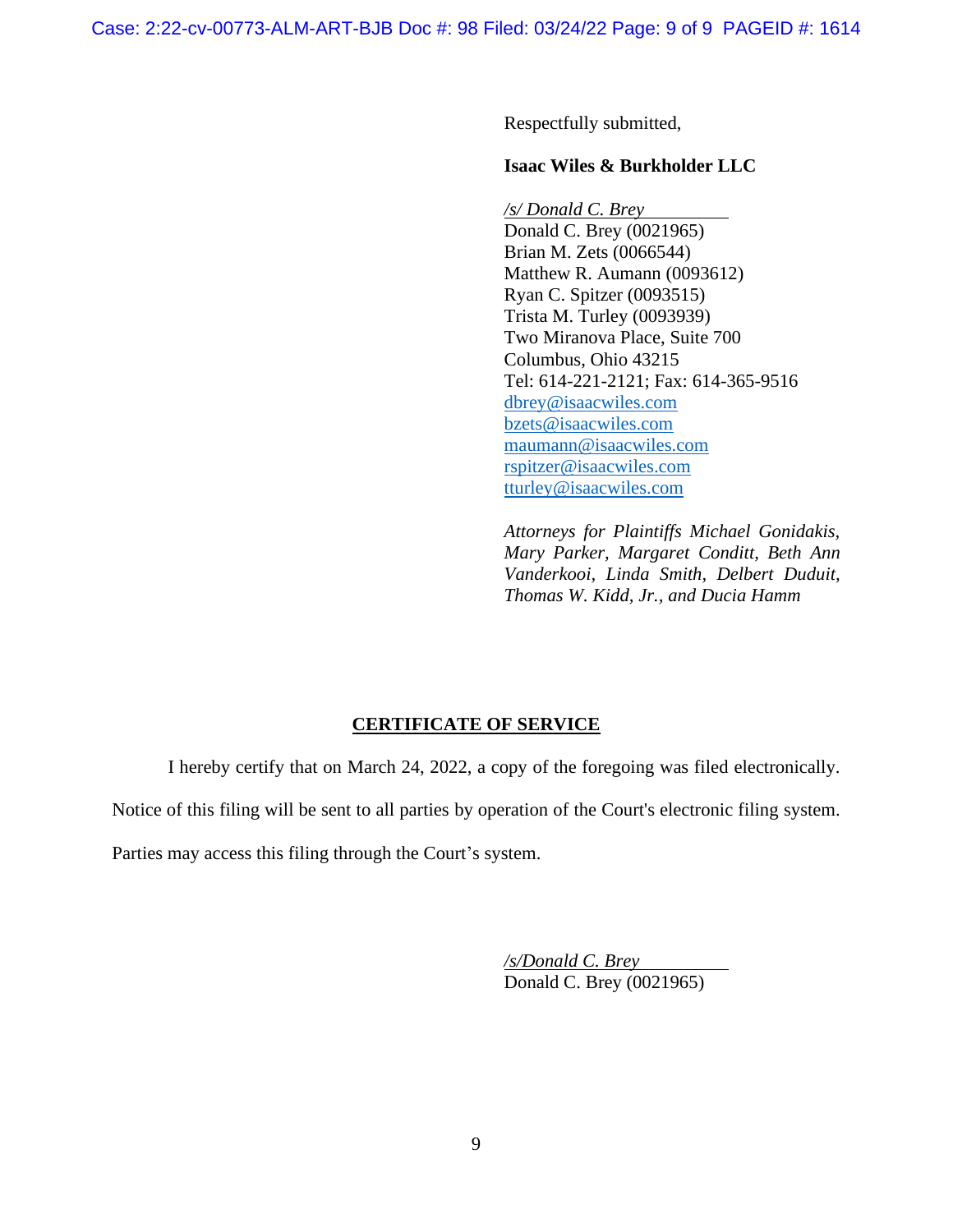Respectfully submitted,

**Isaac Wiles & Burkholder LLC**

*/s/ Donald C. Brey*
Donald C. Brey (0021965)
Brian M. Zets (0066544)
Matthew R. Aumann (0093612)
Ryan C. Spitzer (0093515)
Trista M. Turley (0093939)
Two Miranova Place, Suite 700
Columbus, Ohio 43215
Tel: 614-221-2121; Fax: 614-365-9516
dbrey@isaacwiles.com
bzets@isaacwiles.com
maumann@isaacwiles.com
rspitzer@isaacwiles.com
tturley@isaacwiles.com

*Attorneys for Plaintiffs Michael Gonidakis, Mary Parker, Margaret Conditt, Beth Ann Vanderkooi, Linda Smith, Delbert Duduit, Thomas W. Kidd, Jr., and Ducia Hamm*

## CERTIFICATE OF SERVICE

I hereby certify that on March 24, 2022, a copy of the foregoing was filed electronically. Notice of this filing will be sent to all parties by operation of the Court's electronic filing system. Parties may access this filing through the Court's system.

*/s/Donald C. Brey*
Donald C. Brey (0021965)